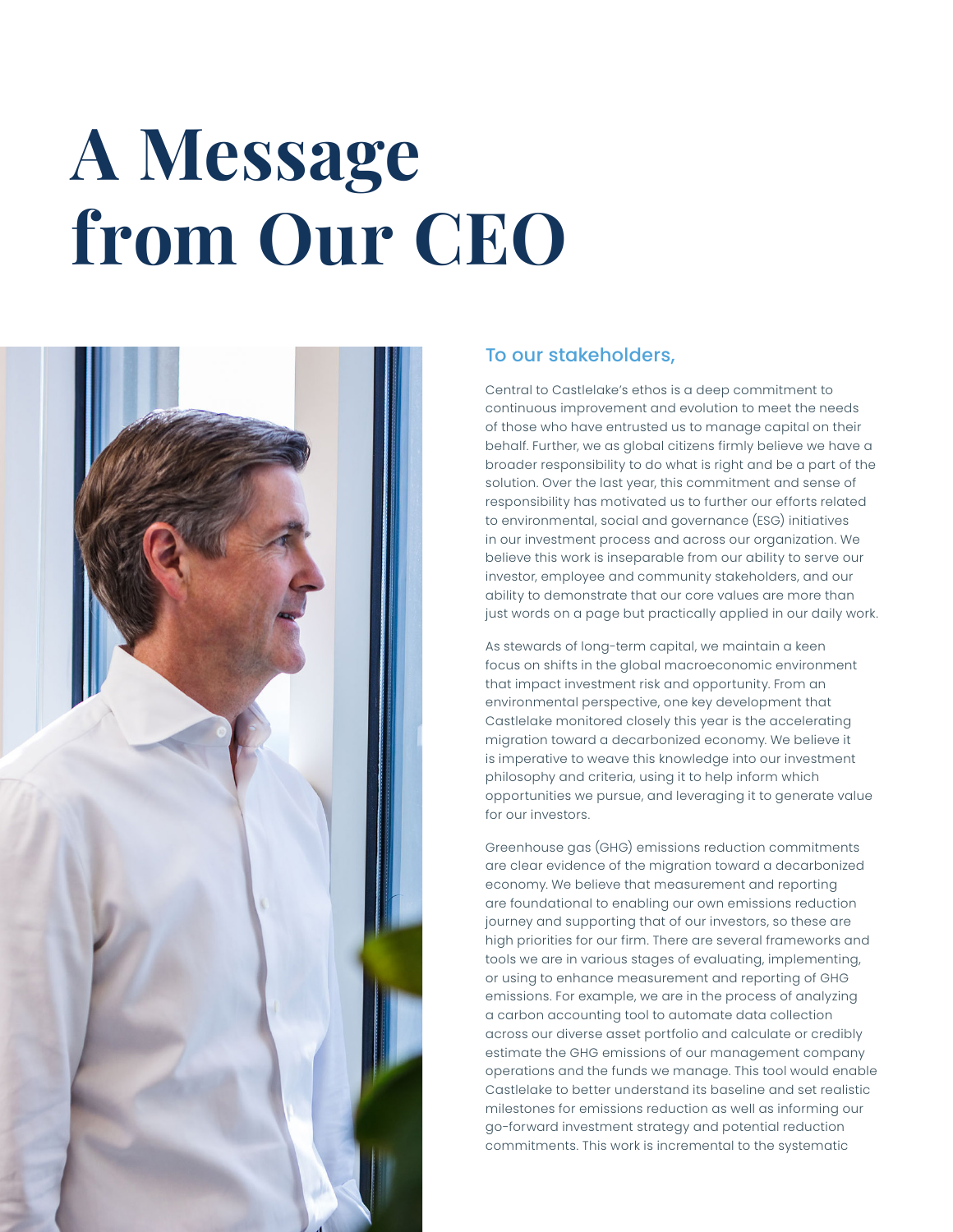# A Message from Our CEO

## To our stakeholders,

Central to Castlelake's ethos is a deep commitment to continuous improvement and evolution to meet the needs of those who have entrusted us to manage capital on their behalf. Further, we as global citizens firmly believe we have a broader responsibility to do what is right and be a part of the solution. Over the last year, this commitment and sense of responsibility has motivated us to further our efforts related to environmental, social and governance (ESG) initiatives in our investment process and across our organization. We believe this work is inseparable from our ability to serve our investor, employee and community stakeholders, and our ability to demonstrate that our core values are more than just words on a page but practically applied in our daily work.

As stewards of long-term capital, we maintain a keen focus on shifts in the global macroeconomic environment that impact investment risk and opportunity. From an environmental perspective, one key development that Castlelake monitored closely this year is the accelerating migration toward a decarbonized economy. We believe it is imperative to weave this knowledge into our investment philosophy and criteria, using it to help inform which opportunities we pursue, and leveraging it to generate value for our investors.

Greenhouse gas (GHG) emissions reduction commitments are clear evidence of the migration toward a decarbonized economy. We believe that measurement and reporting are foundational to enabling our own emissions reduction journey and supporting that of our investors, so these are high priorities for our firm. There are several frameworks and tools we are in various stages of evaluating, implementing, or using to enhance measurement and reporting of GHG emissions. For example, we are in the process of analyzing a carbon accounting tool to automate data collection across our diverse asset portfolio and calculate or credibly estimate the GHG emissions of our management company operations and the funds we manage. This tool would enable Castlelake to better understand its baseline and set realistic milestones for emissions reduction as well as informing our go-forward investment strategy and potential reduction commitments. This work is incremental to the systematic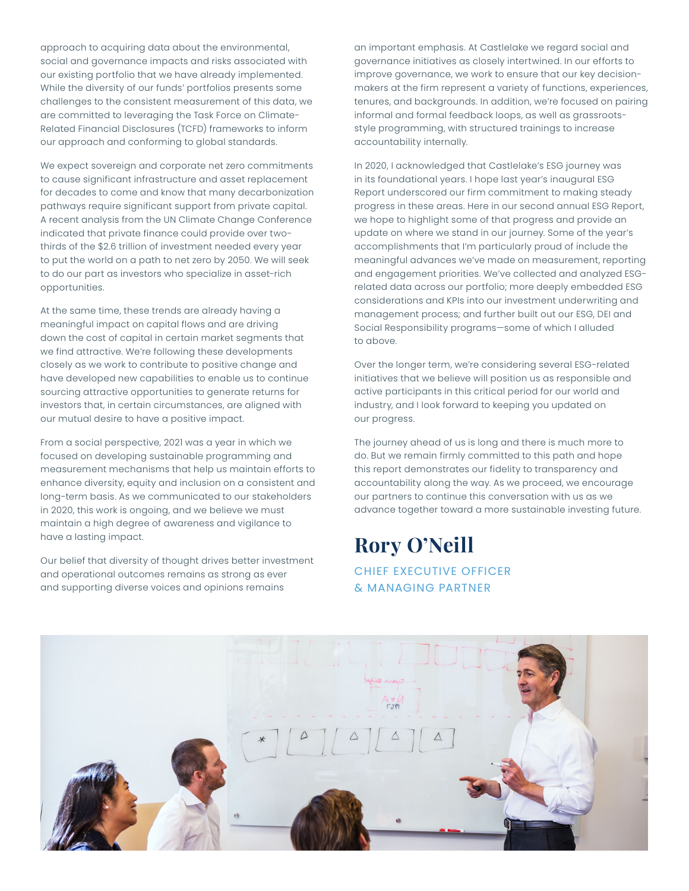approach to acquiring data about the environmental, social and governance impacts and risks associated with our existing portfolio that we have already implemented. While the diversity of our funds' portfolios presents some challenges to the consistent measurement of this data, we are committed to leveraging the Task Force on Climate-Related Financial Disclosures (TCFD) frameworks to inform our approach and conforming to global standards.

We expect sovereign and corporate net zero commitments to cause significant infrastructure and asset replacement for decades to come and know that many decarbonization pathways require significant support from private capital. A recent analysis from the UN Climate Change Conference indicated that private finance could provide over two-thirds of the $2.6 trillion of investment needed every year to put the world on a path to net zero by 2050. We will seek to do our part as investors who specialize in asset-rich opportunities.

At the same time, these trends are already having a meaningful impact on capital flows and are driving down the cost of capital in certain market segments that we find attractive. We're following these developments closely as we work to contribute to positive change and have developed new capabilities to enable us to continue sourcing attractive opportunities to generate returns for investors that, in certain circumstances, are aligned with our mutual desire to have a positive impact.

From a social perspective, 2021 was a year in which we focused on developing sustainable programming and measurement mechanisms that help us maintain efforts to enhance diversity, equity and inclusion on a consistent and long-term basis. As we communicated to our stakeholders in 2020, this work is ongoing, and we believe we must maintain a high degree of awareness and vigilance to have a lasting impact.

Our belief that diversity of thought drives better investment and operational outcomes remains as strong as ever and supporting diverse voices and opinions remains an important emphasis. At Castlelake we regard social and governance initiatives as closely intertwined. In our efforts to improve governance, we work to ensure that our key decision-makers at the firm represent a variety of functions, experiences, tenures, and backgrounds. In addition, we're focused on pairing informal and formal feedback loops, as well as grassroots-style programming, with structured trainings to increase accountability internally.

In 2020, I acknowledged that Castlelake's ESG journey was in its foundational years. I hope last year's inaugural ESG Report underscored our firm commitment to making steady progress in these areas. Here in our second annual ESG Report, we hope to highlight some of that progress and provide an update on where we stand in our journey. Some of the year's accomplishments that I'm particularly proud of include the meaningful advances we've made on measurement, reporting and engagement priorities. We've collected and analyzed ESG-related data across our portfolio; more deeply embedded ESG considerations and KPIs into our investment underwriting and management process; and further built out our ESG, DEI and Social Responsibility programs—some of which I alluded to above.

Over the longer term, we're considering several ESG-related initiatives that we believe will position us as responsible and active participants in this critical period for our world and industry, and I look forward to keeping you updated on our progress.

The journey ahead of us is long and there is much more to do. But we remain firmly committed to this path and hope this report demonstrates our fidelity to transparency and accountability along the way. As we proceed, we encourage our partners to continue this conversation with us as we advance together toward a more sustainable investing future.

## Rory O'Neill

CHIEF EXECUTIVE OFFICER & MANAGING PARTNER